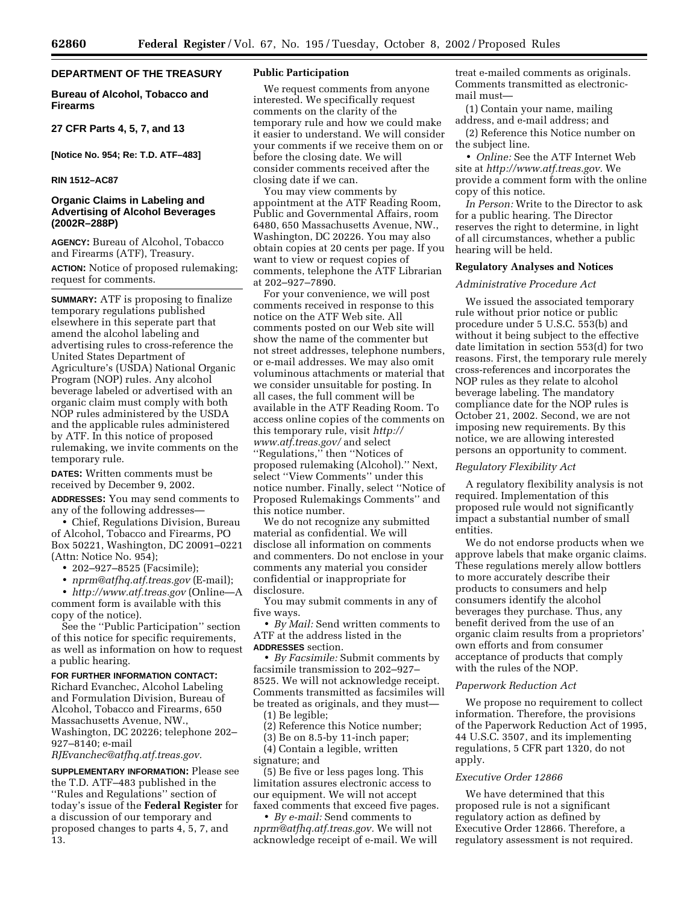**DEPARTMENT OF THE TREASURY**

**Bureau of Alcohol, Tobacco and Firearms**

**27 CFR Parts 4, 5, 7, and 13**

**[Notice No. 954; Re: T.D. ATF–483]**

**RIN 1512–AC87**

## Organic Claims in Labeling and Advertising of Alcohol Beverages (2002R–288P)

**AGENCY:** Bureau of Alcohol, Tobacco and Firearms (ATF), Treasury.

**ACTION:** Notice of proposed rulemaking; request for comments.

**SUMMARY:** ATF is proposing to finalize temporary regulations published elsewhere in this seperate part that amend the alcohol labeling and advertising rules to cross-reference the United States Department of Agriculture's (USDA) National Organic Program (NOP) rules. Any alcohol beverage labeled or advertised with an organic claim must comply with both NOP rules administered by the USDA and the applicable rules administered by ATF. In this notice of proposed rulemaking, we invite comments on the temporary rule.

**DATES:** Written comments must be received by December 9, 2002.

**ADDRESSES:** You may send comments to any of the following addresses—

- Chief, Regulations Division, Bureau of Alcohol, Tobacco and Firearms, PO Box 50221, Washington, DC 20091–0221 (Attn: Notice No. 954);
- 202–927–8525 (Facsimile);
- *nprm@atfhq.atf.treas.gov* (E-mail);
- *http://www.atf.treas.gov* (Online—A comment form is available with this copy of the notice).

See the ''Public Participation'' section of this notice for specific requirements, as well as information on how to request a public hearing.

**FOR FURTHER INFORMATION CONTACT:** Richard Evanchec, Alcohol Labeling and Formulation Division, Bureau of Alcohol, Tobacco and Firearms, 650 Massachusetts Avenue, NW., Washington, DC 20226; telephone 202–927–8140; e-mail *RJEvanchec@atfhq.atf.treas.gov.*

**SUPPLEMENTARY INFORMATION:** Please see the T.D. ATF–483 published in the ''Rules and Regulations'' section of today's issue of the **Federal Register** for a discussion of our temporary and proposed changes to parts 4, 5, 7, and 13.

### Public Participation

We request comments from anyone interested. We specifically request comments on the clarity of the temporary rule and how we could make it easier to understand. We will consider your comments if we receive them on or before the closing date. We will consider comments received after the closing date if we can.

You may view comments by appointment at the ATF Reading Room, Public and Governmental Affairs, room 6480, 650 Massachusetts Avenue, NW., Washington, DC 20226. You may also obtain copies at 20 cents per page. If you want to view or request copies of comments, telephone the ATF Librarian at 202–927–7890.

For your convenience, we will post comments received in response to this notice on the ATF Web site. All comments posted on our Web site will show the name of the commenter but not street addresses, telephone numbers, or e-mail addresses. We may also omit voluminous attachments or material that we consider unsuitable for posting. In all cases, the full comment will be available in the ATF Reading Room. To access online copies of the comments on this temporary rule, visit *http://www.atf.treas.gov/* and select ''Regulations,'' then ''Notices of proposed rulemaking (Alcohol).'' Next, select ''View Comments'' under this notice number. Finally, select ''Notice of Proposed Rulemakings Comments'' and this notice number.

We do not recognize any submitted material as confidential. We will disclose all information on comments and commenters. Do not enclose in your comments any material you consider confidential or inappropriate for disclosure.

You may submit comments in any of five ways.

- *By Mail:* Send written comments to ATF at the address listed in the **ADDRESSES** section.
- *By Facsimile:* Submit comments by facsimile transmission to 202–927–8525. We will not acknowledge receipt. Comments transmitted as facsimiles will be treated as originals, and they must—

(1) Be legible;

(2) Reference this Notice number;

(3) Be on 8.5-by 11-inch paper;

(4) Contain a legible, written signature; and

(5) Be five or less pages long. This limitation assures electronic access to our equipment. We will not accept faxed comments that exceed five pages.

- *By e-mail:* Send comments to *nprm@atfhq.atf.treas.gov.* We will not acknowledge receipt of e-mail. We will treat e-mailed comments as originals. Comments transmitted as electronic-mail must—

(1) Contain your name, mailing address, and e-mail address; and

(2) Reference this Notice number on the subject line.

- *Online:* See the ATF Internet Web site at *http://www.atf.treas.gov.* We provide a comment form with the online copy of this notice.

*In Person:* Write to the Director to ask for a public hearing. The Director reserves the right to determine, in light of all circumstances, whether a public hearing will be held.

### Regulatory Analyses and Notices

#### *Administrative Procedure Act*

We issued the associated temporary rule without prior notice or public procedure under 5 U.S.C. 553(b) and without it being subject to the effective date limitation in section 553(d) for two reasons. First, the temporary rule merely cross-references and incorporates the NOP rules as they relate to alcohol beverage labeling. The mandatory compliance date for the NOP rules is October 21, 2002. Second, we are not imposing new requirements. By this notice, we are allowing interested persons an opportunity to comment.

#### *Regulatory Flexibility Act*

A regulatory flexibility analysis is not required. Implementation of this proposed rule would not significantly impact a substantial number of small entities.

We do not endorse products when we approve labels that make organic claims. These regulations merely allow bottlers to more accurately describe their products to consumers and help consumers identify the alcohol beverages they purchase. Thus, any benefit derived from the use of an organic claim results from a proprietors' own efforts and from consumer acceptance of products that comply with the rules of the NOP.

#### *Paperwork Reduction Act*

We propose no requirement to collect information. Therefore, the provisions of the Paperwork Reduction Act of 1995, 44 U.S.C. 3507, and its implementing regulations, 5 CFR part 1320, do not apply.

#### *Executive Order 12866*

We have determined that this proposed rule is not a significant regulatory action as defined by Executive Order 12866. Therefore, a regulatory assessment is not required.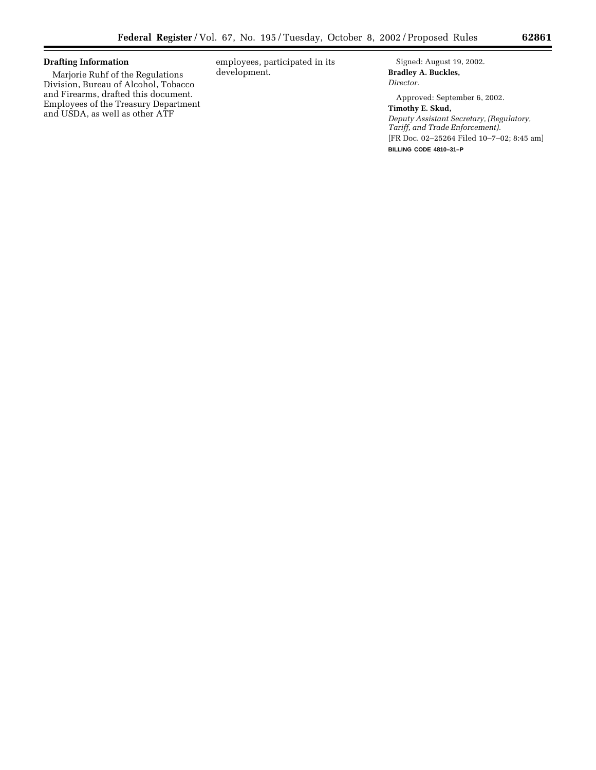### Drafting Information

Marjorie Ruhf of the Regulations Division, Bureau of Alcohol, Tobacco and Firearms, drafted this document. Employees of the Treasury Department and USDA, as well as other ATF employees, participated in its development.

Signed: August 19, 2002.

**Bradley A. Buckles,**

*Director.*

Approved: September 6, 2002.

**Timothy E. Skud,**

*Deputy Assistant Secretary, (Regulatory, Tariff, and Trade Enforcement).*

[FR Doc. 02–25264 Filed 10–7–02; 8:45 am]

BILLING CODE 4810–31–P